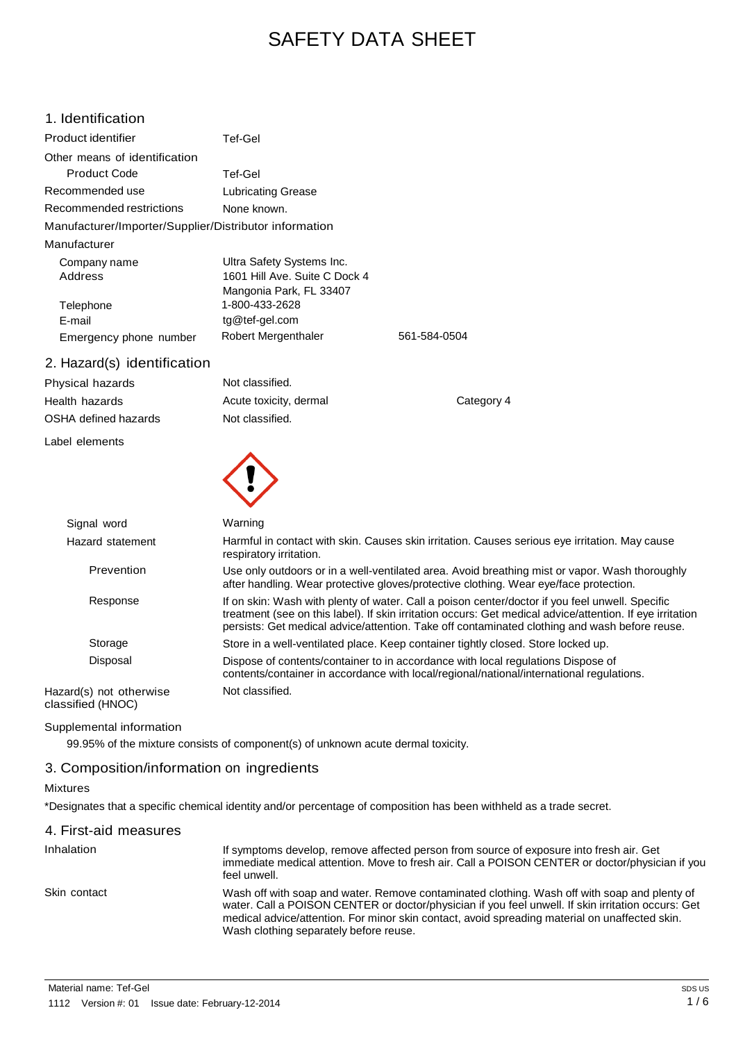# SAFETY DATA SHEET

## 1. Identification

| | | |
|---|---|---|
| Product identifier | Tef-Gel | |
| Other means of identification | | |
| Product Code | Tef-Gel | |
| Recommended use | Lubricating Grease | |
| Recommended restrictions | None known. | |

**Manufacturer/Importer/Supplier/Distributor information**

**Manufacturer**

| | | |
|---|---|---|
| Company name | Ultra Safety Systems Inc. | |
| Address | 1601 Hill Ave. Suite C Dock 4<br>Mangonia Park, FL 33407 | |
| Telephone | 1-800-433-2628 | |
| E-mail | tg@tef-gel.com | |
| Emergency phone number | Robert Mergenthaler | 561-584-0504 |

## 2. Hazard(s) identification

| | | |
|---|---|---|
| Physical hazards | Not classified. | |
| Health hazards | Acute toxicity, dermal | Category 4 |
| OSHA defined hazards | Not classified. | |

**Label elements**

| | |
|---|---|
| Signal word | Warning |
| Hazard statement | Harmful in contact with skin. Causes skin irritation. Causes serious eye irritation. May cause respiratory irritation. |
| Prevention | Use only outdoors or in a well-ventilated area. Avoid breathing mist or vapor. Wash thoroughly after handling. Wear protective gloves/protective clothing. Wear eye/face protection. |
| Response | If on skin: Wash with plenty of water. Call a poison center/doctor if you feel unwell. Specific treatment (see on this label). If skin irritation occurs: Get medical advice/attention. If eye irritation persists: Get medical advice/attention. Take off contaminated clothing and wash before reuse. |
| Storage | Store in a well-ventilated place. Keep container tightly closed. Store locked up. |
| Disposal | Dispose of contents/container to in accordance with local regulations Dispose of contents/container in accordance with local/regional/national/international regulations. |
| Hazard(s) not otherwise classified (HNOC) | Not classified. |

**Supplemental information**

99.95% of the mixture consists of component(s) of unknown acute dermal toxicity.

## 3. Composition/information on ingredients

**Mixtures**

*Designates that a specific chemical identity and/or percentage of composition has been withheld as a trade secret.

## 4. First-aid measures

| | |
|---|---|
| Inhalation | If symptoms develop, remove affected person from source of exposure into fresh air. Get immediate medical attention. Move to fresh air. Call a POISON CENTER or doctor/physician if you feel unwell. |
| Skin contact | Wash off with soap and water. Remove contaminated clothing. Wash off with soap and plenty of water. Call a POISON CENTER or doctor/physician if you feel unwell. If skin irritation occurs: Get medical advice/attention. For minor skin contact, avoid spreading material on unaffected skin. Wash clothing separately before reuse. |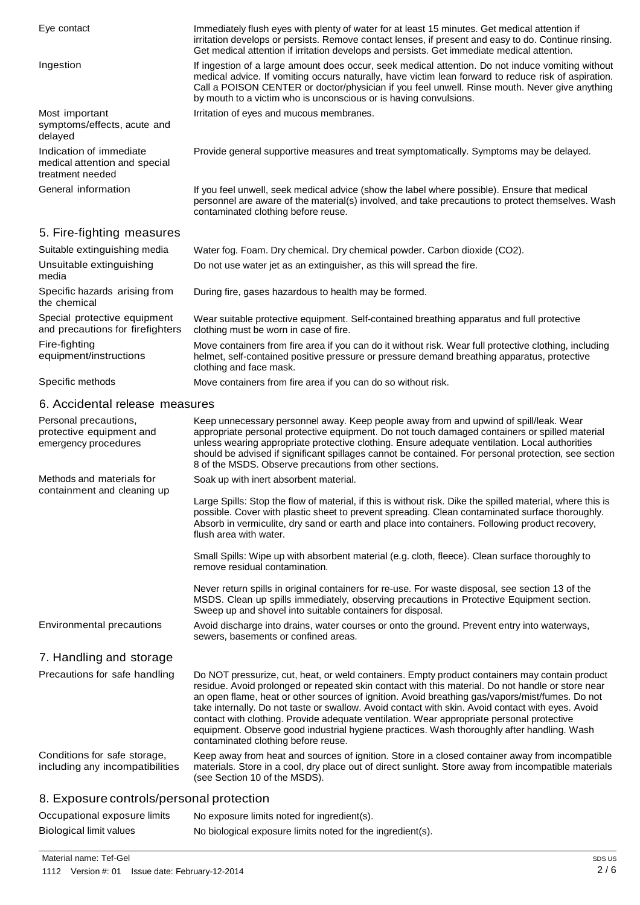| | |
|---|---|
| Eye contact | Immediately flush eyes with plenty of water for at least 15 minutes. Get medical attention if irritation develops or persists. Remove contact lenses, if present and easy to do. Continue rinsing. Get medical attention if irritation develops and persists. Get immediate medical attention. |
| Ingestion | If ingestion of a large amount does occur, seek medical attention. Do not induce vomiting without medical advice. If vomiting occurs naturally, have victim lean forward to reduce risk of aspiration. Call a POISON CENTER or doctor/physician if you feel unwell. Rinse mouth. Never give anything by mouth to a victim who is unconscious or is having convulsions. |
| Most important symptoms/effects, acute and delayed | Irritation of eyes and mucous membranes. |
| Indication of immediate medical attention and special treatment needed | Provide general supportive measures and treat symptomatically. Symptoms may be delayed. |
| General information | If you feel unwell, seek medical advice (show the label where possible). Ensure that medical personnel are aware of the material(s) involved, and take precautions to protect themselves. Wash contaminated clothing before reuse. |

## 5. Fire-fighting measures

| | |
|---|---|
| Suitable extinguishing media | Water fog. Foam. Dry chemical. Dry chemical powder. Carbon dioxide ($CO_2$). |
| Unsuitable extinguishing media | Do not use water jet as an extinguisher, as this will spread the fire. |
| Specific hazards arising from the chemical | During fire, gases hazardous to health may be formed. |
| Special protective equipment and precautions for firefighters | Wear suitable protective equipment. Self-contained breathing apparatus and full protective clothing must be worn in case of fire. |
| Fire-fighting equipment/instructions | Move containers from fire area if you can do it without risk. Wear full protective clothing, including helmet, self-contained positive pressure or pressure demand breathing apparatus, protective clothing and face mask. |
| Specific methods | Move containers from fire area if you can do so without risk. |

## 6. Accidental release measures

| | |
|---|---|
| Personal precautions, protective equipment and emergency procedures | Keep unnecessary personnel away. Keep people away from and upwind of spill/leak. Wear appropriate personal protective equipment. Do not touch damaged containers or spilled material unless wearing appropriate protective clothing. Ensure adequate ventilation. Local authorities should be advised if significant spillages cannot be contained. For personal protection, see section 8 of the MSDS. Observe precautions from other sections. |
| Methods and materials for containment and cleaning up | Soak up with inert absorbent material.<br><br>Large Spills: Stop the flow of material, if this is without risk. Dike the spilled material, where this is possible. Cover with plastic sheet to prevent spreading. Clean contaminated surface thoroughly. Absorb in vermiculite, dry sand or earth and place into containers. Following product recovery, flush area with water.<br><br>Small Spills: Wipe up with absorbent material (e.g. cloth, fleece). Clean surface thoroughly to remove residual contamination.<br><br>Never return spills in original containers for re-use. For waste disposal, see section 13 of the MSDS. Clean up spills immediately, observing precautions in Protective Equipment section. Sweep up and shovel into suitable containers for disposal. |
| Environmental precautions | Avoid discharge into drains, water courses or onto the ground. Prevent entry into waterways, sewers, basements or confined areas. |

## 7. Handling and storage

| | |
|---|---|
| Precautions for safe handling | Do NOT pressurize, cut, heat, or weld containers. Empty product containers may contain product residue. Avoid prolonged or repeated skin contact with this material. Do not handle or store near an open flame, heat or other sources of ignition. Avoid breathing gas/vapors/mist/fumes. Do not take internally. Do not taste or swallow. Avoid contact with skin. Avoid contact with eyes. Avoid contact with clothing. Provide adequate ventilation. Wear appropriate personal protective equipment. Observe good industrial hygiene practices. Wash thoroughly after handling. Wash contaminated clothing before reuse. |
| Conditions for safe storage, including any incompatibilities | Keep away from heat and sources of ignition. Store in a closed container away from incompatible materials. Store in a cool, dry place out of direct sunlight. Store away from incompatible materials (see Section 10 of the MSDS). |

## 8. Exposure controls/personal protection

| | |
|---|---|
| Occupational exposure limits | No exposure limits noted for ingredient(s). |
| Biological limit values | No biological exposure limits noted for the ingredient(s). |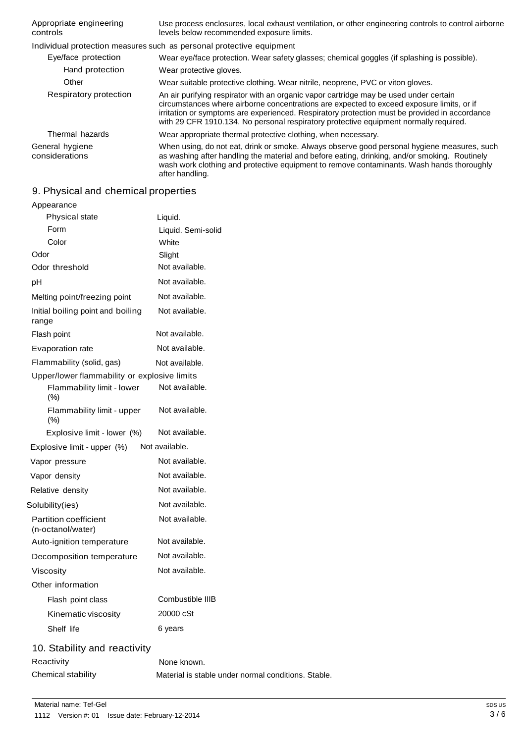| | |
|---|---|
| Appropriate engineering controls | Use process enclosures, local exhaust ventilation, or other engineering controls to control airborne levels below recommended exposure limits. |

Individual protection measures such as personal protective equipment

| | |
|---|---|
| Eye/face protection | Wear eye/face protection. Wear safety glasses; chemical goggles (if splashing is possible). |
| Hand protection | Wear protective gloves. |
| Other | Wear suitable protective clothing. Wear nitrile, neoprene, PVC or viton gloves. |
| Respiratory protection | An air purifying respirator with an organic vapor cartridge may be used under certain circumstances where airborne concentrations are expected to exceed exposure limits, or if irritation or symptoms are experienced. Respiratory protection must be provided in accordance with 29 CFR 1910.134. No personal respiratory protective equipment normally required. |
| Thermal hazards | Wear appropriate thermal protective clothing, when necessary. |
| General hygiene considerations | When using, do not eat, drink or smoke. Always observe good personal hygiene measures, such as washing after handling the material and before eating, drinking, and/or smoking. Routinely wash work clothing and protective equipment to remove contaminants. Wash hands thoroughly after handling. |

## 9. Physical and chemical properties

| | |
|---|---|
| **Appearance** | |
| Physical state | Liquid. |
| Form | Liquid. Semi-solid |
| Color | White |
| Odor | Slight |
| Odor threshold | Not available. |
| pH | Not available. |
| Melting point/freezing point | Not available. |
| Initial boiling point and boiling range | Not available. |
| Flash point | Not available. |
| Evaporation rate | Not available. |
| Flammability (solid, gas) | Not available. |
| **Upper/lower flammability or explosive limits** | |
| Flammability limit - lower (%) | Not available. |
| Flammability limit - upper (%) | Not available. |
| Explosive limit - lower (%) | Not available. |
| Explosive limit - upper (%) | Not available. |
| Vapor pressure | Not available. |
| Vapor density | Not available. |
| Relative density | Not available. |
| Solubility(ies) | Not available. |
| Partition coefficient (n-octanol/water) | Not available. |
| Auto-ignition temperature | Not available. |
| Decomposition temperature | Not available. |
| Viscosity | Not available. |
| **Other information** | |
| Flash point class | Combustible IIIB |
| Kinematic viscosity | 20000 cSt |
| Shelf life | 6 years |

## 10. Stability and reactivity

| | |
|---|---|
| Reactivity | None known. |
| Chemical stability | Material is stable under normal conditions. Stable. |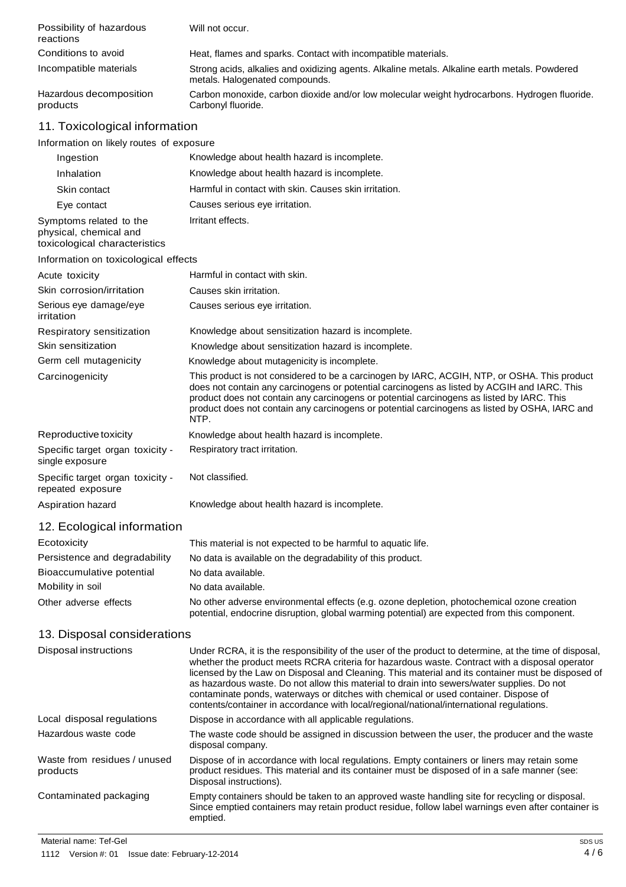| | |
|---|---|
| Possibility of hazardous reactions | Will not occur. |
| Conditions to avoid | Heat, flames and sparks. Contact with incompatible materials. |
| Incompatible materials | Strong acids, alkalies and oxidizing agents. Alkaline metals. Alkaline earth metals. Powdered metals. Halogenated compounds. |
| Hazardous decomposition products | Carbon monoxide, carbon dioxide and/or low molecular weight hydrocarbons. Hydrogen fluoride. Carbonyl fluoride. |

## 11. Toxicological information

**Information on likely routes of exposure**

| | |
|---|---|
| Ingestion | Knowledge about health hazard is incomplete. |
| Inhalation | Knowledge about health hazard is incomplete. |
| Skin contact | Harmful in contact with skin. Causes skin irritation. |
| Eye contact | Causes serious eye irritation. |
| Symptoms related to the physical, chemical and toxicological characteristics | Irritant effects. |

**Information on toxicological effects**

| | |
|---|---|
| Acute toxicity | Harmful in contact with skin. |
| Skin corrosion/irritation | Causes skin irritation. |
| Serious eye damage/eye irritation | Causes serious eye irritation. |
| Respiratory sensitization | Knowledge about sensitization hazard is incomplete. |
| Skin sensitization | Knowledge about sensitization hazard is incomplete. |
| Germ cell mutagenicity | Knowledge about mutagenicity is incomplete. |
| Carcinogenicity | This product is not considered to be a carcinogen by IARC, ACGIH, NTP, or OSHA. This product does not contain any carcinogens or potential carcinogens as listed by ACGIH and IARC. This product does not contain any carcinogens or potential carcinogens as listed by IARC. This product does not contain any carcinogens or potential carcinogens as listed by OSHA, IARC and NTP. |
| Reproductive toxicity | Knowledge about health hazard is incomplete. |
| Specific target organ toxicity - single exposure | Respiratory tract irritation. |
| Specific target organ toxicity - repeated exposure | Not classified. |
| Aspiration hazard | Knowledge about health hazard is incomplete. |

## 12. Ecological information

| | |
|---|---|
| Ecotoxicity | This material is not expected to be harmful to aquatic life. |
| Persistence and degradability | No data is available on the degradability of this product. |
| Bioaccumulative potential | No data available. |
| Mobility in soil | No data available. |
| Other adverse effects | No other adverse environmental effects (e.g. ozone depletion, photochemical ozone creation potential, endocrine disruption, global warming potential) are expected from this component. |

## 13. Disposal considerations

| | |
|---|---|
| Disposal instructions | Under RCRA, it is the responsibility of the user of the product to determine, at the time of disposal, whether the product meets RCRA criteria for hazardous waste. Contract with a disposal operator licensed by the Law on Disposal and Cleaning. This material and its container must be disposed of as hazardous waste. Do not allow this material to drain into sewers/water supplies. Do not contaminate ponds, waterways or ditches with chemical or used container. Dispose of contents/container in accordance with local/regional/national/international regulations. |
| Local disposal regulations | Dispose in accordance with all applicable regulations. |
| Hazardous waste code | The waste code should be assigned in discussion between the user, the producer and the waste disposal company. |
| Waste from residues / unused products | Dispose of in accordance with local regulations. Empty containers or liners may retain some product residues. This material and its container must be disposed of in a safe manner (see: Disposal instructions). |
| Contaminated packaging | Empty containers should be taken to an approved waste handling site for recycling or disposal. Since emptied containers may retain product residue, follow label warnings even after container is emptied. |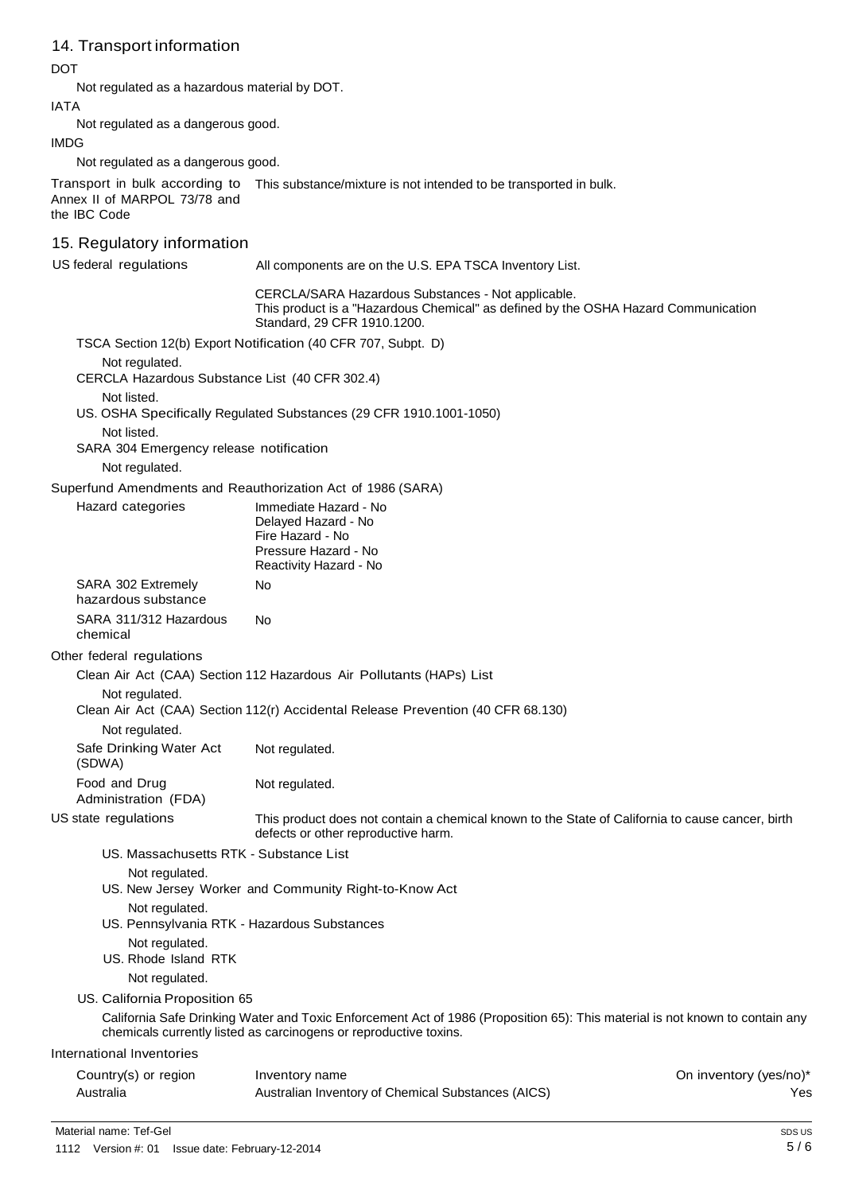## 14. Transport information

**DOT**

Not regulated as a hazardous material by DOT.

**IATA**

Not regulated as a dangerous good.

**IMDG**

Not regulated as a dangerous good.

| | |
|---|---|
| Transport in bulk according to Annex II of MARPOL 73/78 and the IBC Code | This substance/mixture is not intended to be transported in bulk. |

## 15. Regulatory information

| | |
|---|---|
| US federal regulations | All components are on the U.S. EPA TSCA Inventory List. |
| | CERCLA/SARA Hazardous Substances - Not applicable.<br>This product is a "Hazardous Chemical" as defined by the OSHA Hazard Communication Standard, 29 CFR 1910.1200. |

TSCA Section 12(b) Export Notification (40 CFR 707, Subpt. D)

Not regulated.

CERCLA Hazardous Substance List (40 CFR 302.4)

Not listed.

US. OSHA Specifically Regulated Substances (29 CFR 1910.1001-1050)

Not listed.

SARA 304 Emergency release notification

Not regulated.

Superfund Amendments and Reauthorization Act of 1986 (SARA)

| | |
|---|---|
| Hazard categories | Immediate Hazard - No<br>Delayed Hazard - No<br>Fire Hazard - No<br>Pressure Hazard - No<br>Reactivity Hazard - No |
| SARA 302 Extremely hazardous substance | No |
| SARA 311/312 Hazardous chemical | No |

Other federal regulations

Clean Air Act (CAA) Section 112 Hazardous Air Pollutants (HAPs) List

Not regulated.

Clean Air Act (CAA) Section 112(r) Accidental Release Prevention (40 CFR 68.130)

Not regulated.

| | |
|---|---|
| Safe Drinking Water Act (SDWA) | Not regulated. |
| Food and Drug Administration (FDA) | Not regulated. |
| US state regulations | This product does not contain a chemical known to the State of California to cause cancer, birth defects or other reproductive harm. |

US. Massachusetts RTK - Substance List

Not regulated.

US. New Jersey Worker and Community Right-to-Know Act

Not regulated.

US. Pennsylvania RTK - Hazardous Substances

Not regulated.

US. Rhode Island RTK

Not regulated.

US. California Proposition 65

California Safe Drinking Water and Toxic Enforcement Act of 1986 (Proposition 65): This material is not known to contain any chemicals currently listed as carcinogens or reproductive toxins.

International Inventories

| Country(s) or region | Inventory name | On inventory (yes/no)* |
|---|---|---|
| Australia | Australian Inventory of Chemical Substances (AICS) | Yes |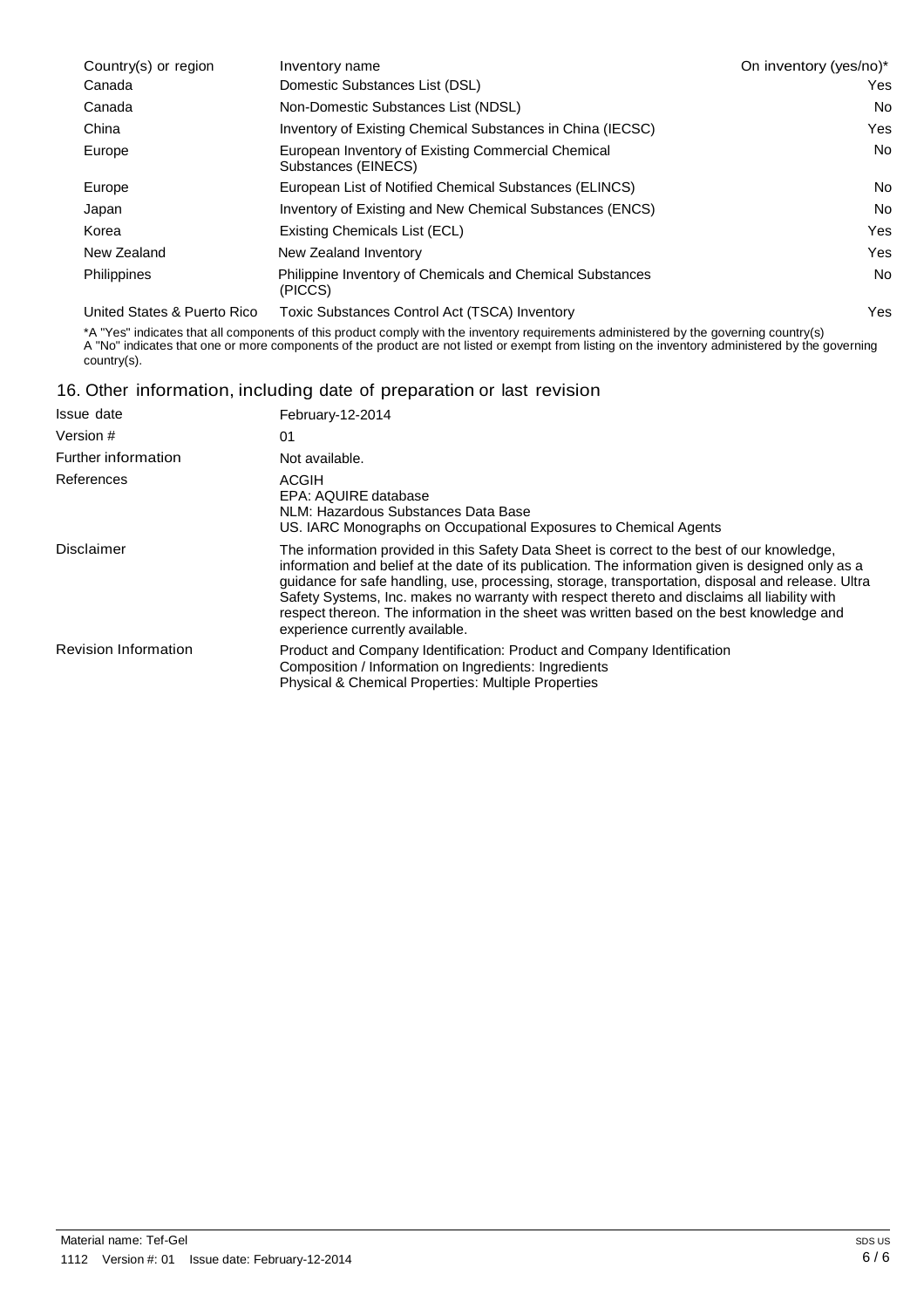| Country(s) or region | Inventory name | On inventory (yes/no)* |
|---|---|---|
| Canada | Domestic Substances List (DSL) | Yes |
| Canada | Non-Domestic Substances List (NDSL) | No |
| China | Inventory of Existing Chemical Substances in China (IECSC) | Yes |
| Europe | European Inventory of Existing Commercial Chemical Substances (EINECS) | No |
| Europe | European List of Notified Chemical Substances (ELINCS) | No |
| Japan | Inventory of Existing and New Chemical Substances (ENCS) | No |
| Korea | Existing Chemicals List (ECL) | Yes |
| New Zealand | New Zealand Inventory | Yes |
| Philippines | Philippine Inventory of Chemicals and Chemical Substances (PICCS) | No |
| United States & Puerto Rico | Toxic Substances Control Act (TSCA) Inventory | Yes |

*A "Yes" indicates that all components of this product comply with the inventory requirements administered by the governing country(s)
A "No" indicates that one or more components of the product are not listed or exempt from listing on the inventory administered by the governing country(s).

## 16. Other information, including date of preparation or last revision

| | |
|---|---|
| Issue date | February-12-2014 |
| Version # | 01 |
| Further information | Not available. |
| References | ACGIH<br>EPA: AQUIRE database<br>NLM: Hazardous Substances Data Base<br>US. IARC Monographs on Occupational Exposures to Chemical Agents |
| Disclaimer | The information provided in this Safety Data Sheet is correct to the best of our knowledge, information and belief at the date of its publication. The information given is designed only as a guidance for safe handling, use, processing, storage, transportation, disposal and release. Ultra Safety Systems, Inc. makes no warranty with respect thereto and disclaims all liability with respect thereon. The information in the sheet was written based on the best knowledge and experience currently available. |
| Revision Information | Product and Company Identification: Product and Company Identification<br>Composition / Information on Ingredients: Ingredients<br>Physical & Chemical Properties: Multiple Properties |